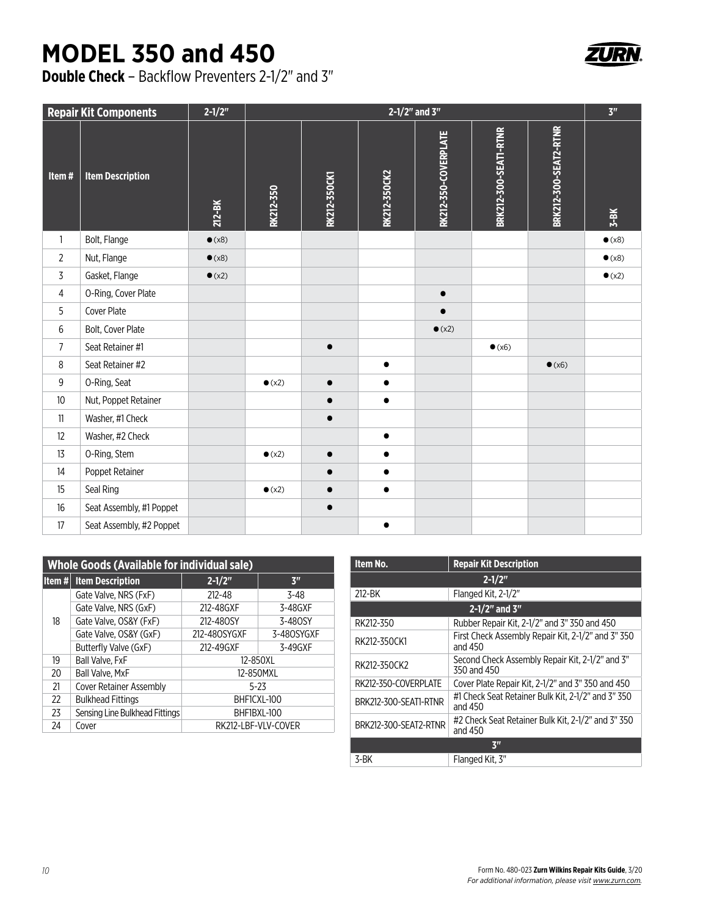# MODEL 350 and 450

**Double Check** – Backflow Preventers 2-1/2" and 3"

| Repair Kit Components | | 2-1/2" | 2-1/2" and 3" | | | | | | 3" |
|---|---|---|---|---|---|---|---|---|---|
| Item # | Item Description | 212-BK | RK212-350 | RK212-350CK1 | RK212-350CK2 | RK212-350-COVERPLATE | BRK212-300-SEAT1-RTNR | BRK212-300-SEAT2-RTNR | 3-BK |
| 1 | Bolt, Flange | ● (x8) | | | | | | | ● (x8) |
| 2 | Nut, Flange | ● (x8) | | | | | | | ● (x8) |
| 3 | Gasket, Flange | ● (x2) | | | | | | | ● (x2) |
| 4 | O-Ring, Cover Plate | | | | | ● | | | |
| 5 | Cover Plate | | | | | ● | | | |
| 6 | Bolt, Cover Plate | | | | | ● (x2) | | | |
| 7 | Seat Retainer #1 | | | ● | | | ● (x6) | | |
| 8 | Seat Retainer #2 | | | | ● | | | ● (x6) | |
| 9 | O-Ring, Seat | | ● (x2) | ● | ● | | | | |
| 10 | Nut, Poppet Retainer | | | ● | ● | | | | |
| 11 | Washer, #1 Check | | | ● | | | | | |
| 12 | Washer, #2 Check | | | | ● | | | | |
| 13 | O-Ring, Stem | | ● (x2) | ● | ● | | | | |
| 14 | Poppet Retainer | | | ● | ● | | | | |
| 15 | Seal Ring | | ● (x2) | ● | ● | | | | |
| 16 | Seat Assembly, #1 Poppet | | | ● | | | | | |
| 17 | Seat Assembly, #2 Poppet | | | | ● | | | | |

| Whole Goods (Available for individual sale) | | | |
|---|---|---|---|
| Item # | Item Description | 2-1/2" | 3" |
| 18 | Gate Valve, NRS (FxF) | 212-48 | 3-48 |
| | Gate Valve, NRS (GxF) | 212-48GXF | 3-48GXF |
| | Gate Valve, OS&Y (FxF) | 212-48OSY | 3-48OSY |
| | Gate Valve, OS&Y (GxF) | 212-48OSYGXF | 3-48OSYGXF |
| | Butterfly Valve (GxF) | 212-49GXF | 3-49GXF |
| 19 | Ball Valve, FxF | 12-850XL | |
| 20 | Ball Valve, MxF | 12-850MXL | |
| 21 | Cover Retainer Assembly | 5-23 | |
| 22 | Bulkhead Fittings | BHF1CXL-100 | |
| 23 | Sensing Line Bulkhead Fittings | BHF1BXL-100 | |
| 24 | Cover | RK212-LBF-VLV-COVER | |

| Item No. | Repair Kit Description |
|---|---|
| **2-1/2"** | |
| 212-BK | Flanged Kit, 2-1/2" |
| **2-1/2" and 3"** | |
| RK212-350 | Rubber Repair Kit, 2-1/2" and 3" 350 and 450 |
| RK212-350CK1 | First Check Assembly Repair Kit, 2-1/2" and 3" 350 and 450 |
| RK212-350CK2 | Second Check Assembly Repair Kit, 2-1/2" and 3" 350 and 450 |
| RK212-350-COVERPLATE | Cover Plate Repair Kit, 2-1/2" and 3" 350 and 450 |
| BRK212-300-SEAT1-RTNR | #1 Check Seat Retainer Bulk Kit, 2-1/2" and 3" 350 and 450 |
| BRK212-300-SEAT2-RTNR | #2 Check Seat Retainer Bulk Kit, 2-1/2" and 3" 350 and 450 |
| **3"** | |
| 3-BK | Flanged Kit, 3" |

Form No. 480-023 **Zurn Wilkins Repair Kits Guide**, 3/20
*For additional information, please visit www.zurn.com.*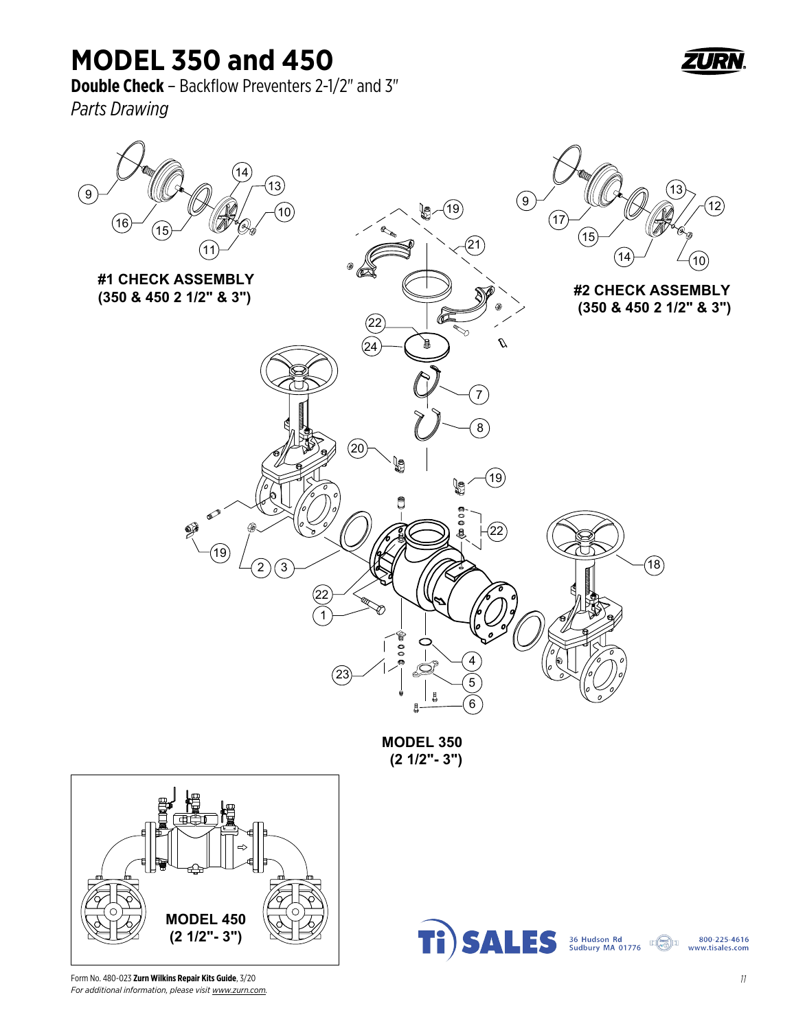# MODEL 350 and 450

**Double Check** – Backflow Preventers 2-1/2" and 3"

*Parts Drawing*

**#1 CHECK ASSEMBLY (350 & 450 2 1/2" & 3")**

9
16
15
14
13
10
11

**#2 CHECK ASSEMBLY (350 & 450 2 1/2" & 3")**

9
17
15
14
13
12
10

19
21
22
24
7
8
20
19
22
19
2
3
22
1
18
23
4
5
6

**MODEL 350 (2 1/2"- 3")**

**MODEL 450 (2 1/2"- 3")**

Form No. 480-023 **Zurn Wilkins Repair Kits Guide**, 3/20
*For additional information, please visit www.zurn.com.*